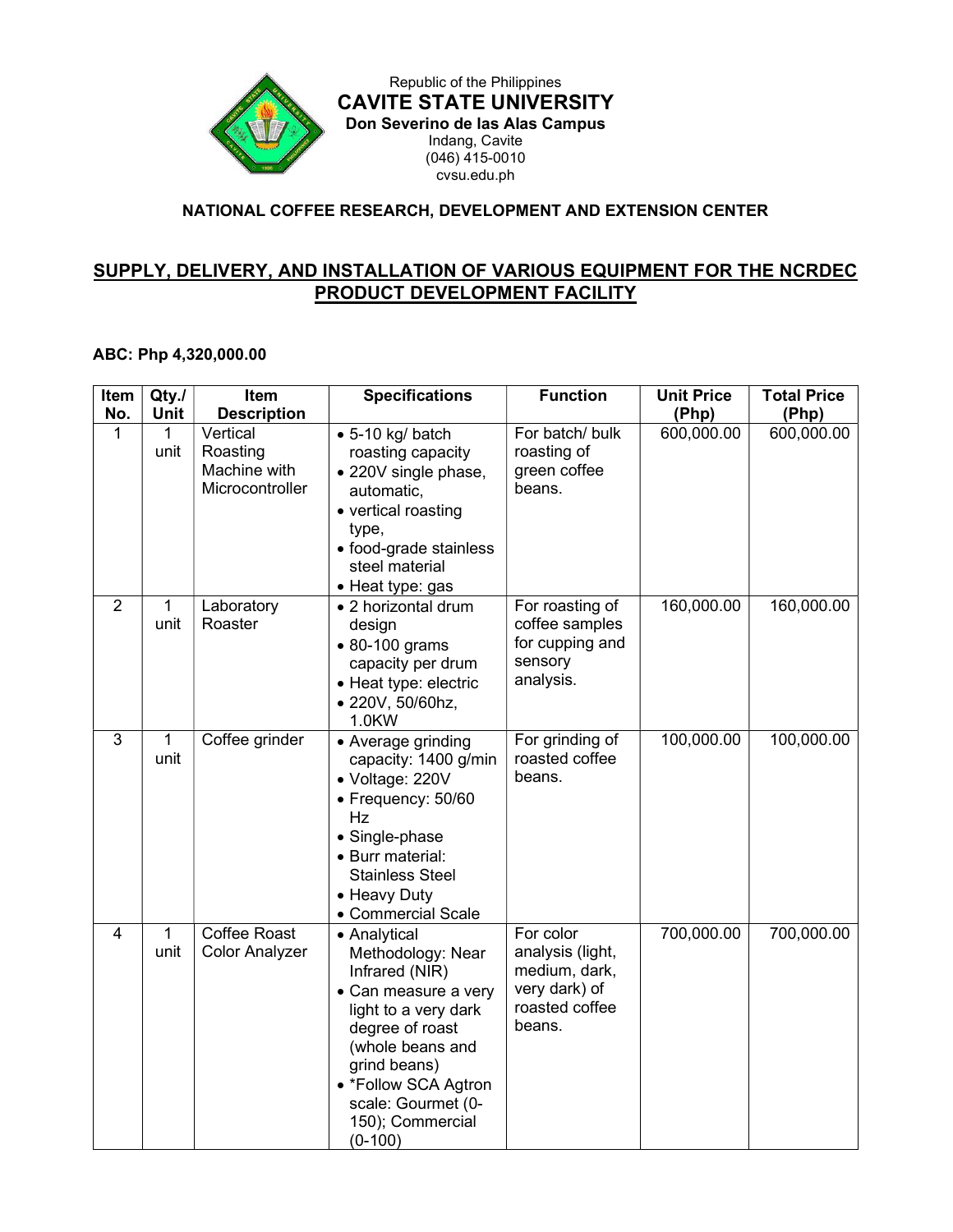Republic of the Philippines

**CAVITE STATE UNIVERSITY**

**Don Severino de las Alas Campus**

Indang, Cavite

(046) 415-0010

cvsu.edu.ph

**NATIONAL COFFEE RESEARCH, DEVELOPMENT AND EXTENSION CENTER**

## SUPPLY, DELIVERY, AND INSTALLATION OF VARIOUS EQUIPMENT FOR THE NCRDEC PRODUCT DEVELOPMENT FACILITY

**ABC: Php 4,320,000.00**

| Item No. | Qty./ Unit | Item Description | Specifications | Function | Unit Price (Php) | Total Price (Php) |
|---|---|---|---|---|---|---|
| 1 | 1 unit | Vertical Roasting Machine with Microcontroller | • 5-10 kg/ batch roasting capacity<br>• 220V single phase, automatic,<br>• vertical roasting type,<br>• food-grade stainless steel material<br>• Heat type: gas | For batch/ bulk roasting of green coffee beans. | 600,000.00 | 600,000.00 |
| 2 | 1 unit | Laboratory Roaster | • 2 horizontal drum design<br>• 80-100 grams capacity per drum<br>• Heat type: electric<br>• 220V, 50/60hz, 1.0KW | For roasting of coffee samples for cupping and sensory analysis. | 160,000.00 | 160,000.00 |
| 3 | 1 unit | Coffee grinder | • Average grinding capacity: 1400 g/min<br>• Voltage: 220V<br>• Frequency: 50/60 Hz<br>• Single-phase<br>• Burr material: Stainless Steel<br>• Heavy Duty<br>• Commercial Scale | For grinding of roasted coffee beans. | 100,000.00 | 100,000.00 |
| 4 | 1 unit | Coffee Roast Color Analyzer | • Analytical Methodology: Near Infrared (NIR)<br>• Can measure a very light to a very dark degree of roast (whole beans and grind beans)<br>• *Follow SCA Agtron scale: Gourmet (0-150); Commercial (0-100) | For color analysis (light, medium, dark, very dark) of roasted coffee beans. | 700,000.00 | 700,000.00 |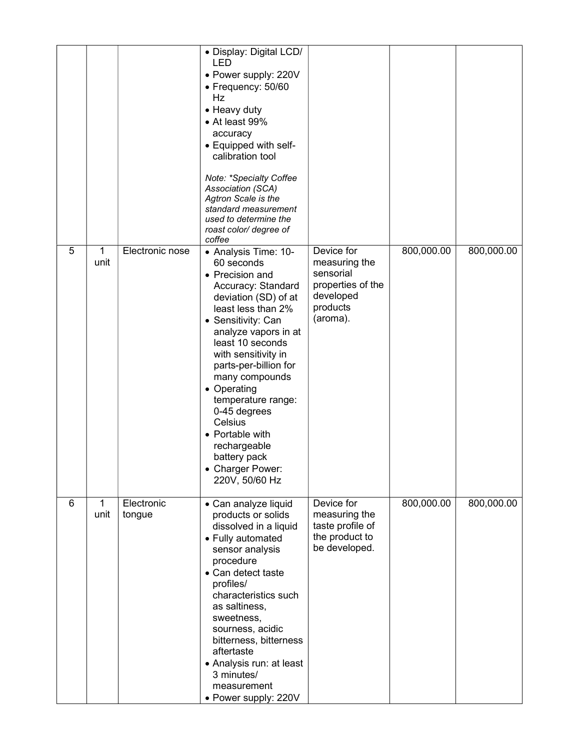| | | | | | | |
|---|---|---|---|---|---|---|
| | | | • Display: Digital LCD/ LED<br>• Power supply: 220V<br>• Frequency: 50/60 Hz<br>• Heavy duty<br>• At least 99% accuracy<br>• Equipped with self-calibration tool<br><br>*Note: \*Specialty Coffee Association (SCA) Agtron Scale is the standard measurement used to determine the roast color/ degree of coffee* | | | |
| 5 | 1 unit | Electronic nose | • Analysis Time: 10-60 seconds<br>• Precision and Accuracy: Standard deviation (SD) of at least less than 2%<br>• Sensitivity: Can analyze vapors in at least 10 seconds with sensitivity in parts-per-billion for many compounds<br>• Operating temperature range: 0-45 degrees Celsius<br>• Portable with rechargeable battery pack<br>• Charger Power: 220V, 50/60 Hz | Device for measuring the sensorial properties of the developed products (aroma). | 800,000.00 | 800,000.00 |
| 6 | 1 unit | Electronic tongue | • Can analyze liquid products or solids dissolved in a liquid<br>• Fully automated sensor analysis procedure<br>• Can detect taste profiles/ characteristics such as saltiness, sweetness, sourness, acidic bitterness, bitterness aftertaste<br>• Analysis run: at least 3 minutes/ measurement<br>• Power supply: 220V | Device for measuring the taste profile of the product to be developed. | 800,000.00 | 800,000.00 |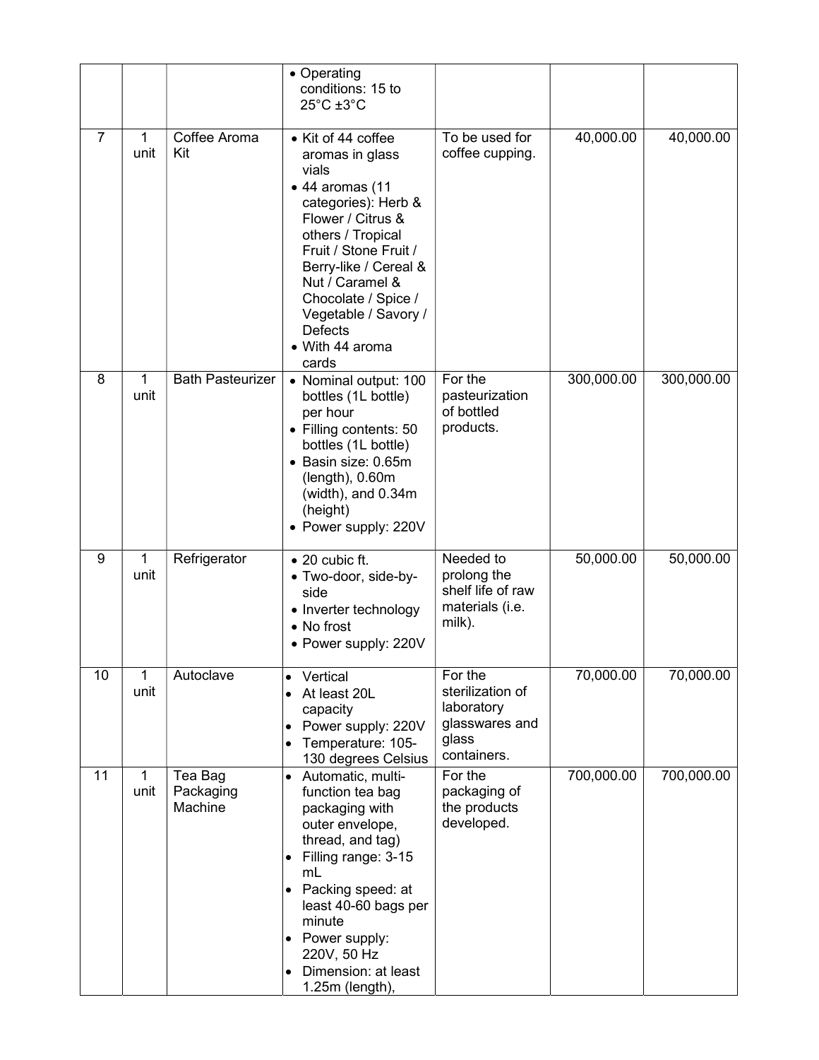| | | | | | | |
|---|---|---|---|---|---|---|
| | | | • Operating conditions: 15 to 25°C ±3°C | | | |
| 7 | 1 unit | Coffee Aroma Kit | • Kit of 44 coffee aromas in glass vials<br>• 44 aromas (11 categories): Herb & Flower / Citrus & others / Tropical Fruit / Stone Fruit / Berry-like / Cereal & Nut / Caramel & Chocolate / Spice / Vegetable / Savory / Defects<br>• With 44 aroma cards | To be used for coffee cupping. | 40,000.00 | 40,000.00 |
| 8 | 1 unit | Bath Pasteurizer | • Nominal output: 100 bottles (1L bottle) per hour<br>• Filling contents: 50 bottles (1L bottle)<br>• Basin size: 0.65m (length), 0.60m (width), and 0.34m (height)<br>• Power supply: 220V | For the pasteurization of bottled products. | 300,000.00 | 300,000.00 |
| 9 | 1 unit | Refrigerator | • 20 cubic ft.<br>• Two-door, side-by-side<br>• Inverter technology<br>• No frost<br>• Power supply: 220V | Needed to prolong the shelf life of raw materials (i.e. milk). | 50,000.00 | 50,000.00 |
| 10 | 1 unit | Autoclave | • Vertical<br>• At least 20L capacity<br>• Power supply: 220V<br>• Temperature: 105-130 degrees Celsius | For the sterilization of laboratory glasswares and glass containers. | 70,000.00 | 70,000.00 |
| 11 | 1 unit | Tea Bag Packaging Machine | • Automatic, multi-function tea bag packaging with outer envelope, thread, and tag)<br>• Filling range: 3-15 mL<br>• Packing speed: at least 40-60 bags per minute<br>• Power supply: 220V, 50 Hz<br>• Dimension: at least 1.25m (length), | For the packaging of the products developed. | 700,000.00 | 700,000.00 |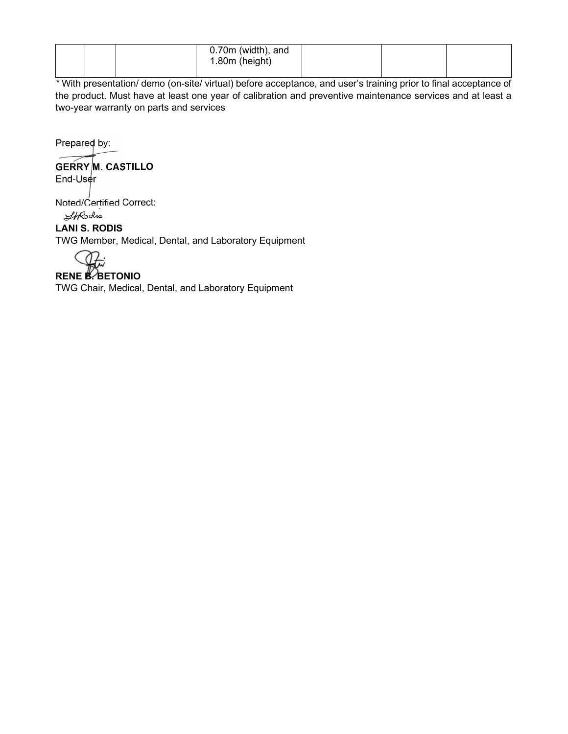| | | | | | | |
|---|---|---|---|---|---|---|
| | | | 0.70m (width), and 1.80m (height) | | | |

* With presentation/ demo (on-site/ virtual) before acceptance, and user's training prior to final acceptance of the product. Must have at least one year of calibration and preventive maintenance services and at least a two-year warranty on parts and services

Prepared by:

**GERRY M. CASTILLO**
End-User

Noted/Certified Correct:

**LANI S. RODIS**
TWG Member, Medical, Dental, and Laboratory Equipment

**RENE B. BETONIO**
TWG Chair, Medical, Dental, and Laboratory Equipment